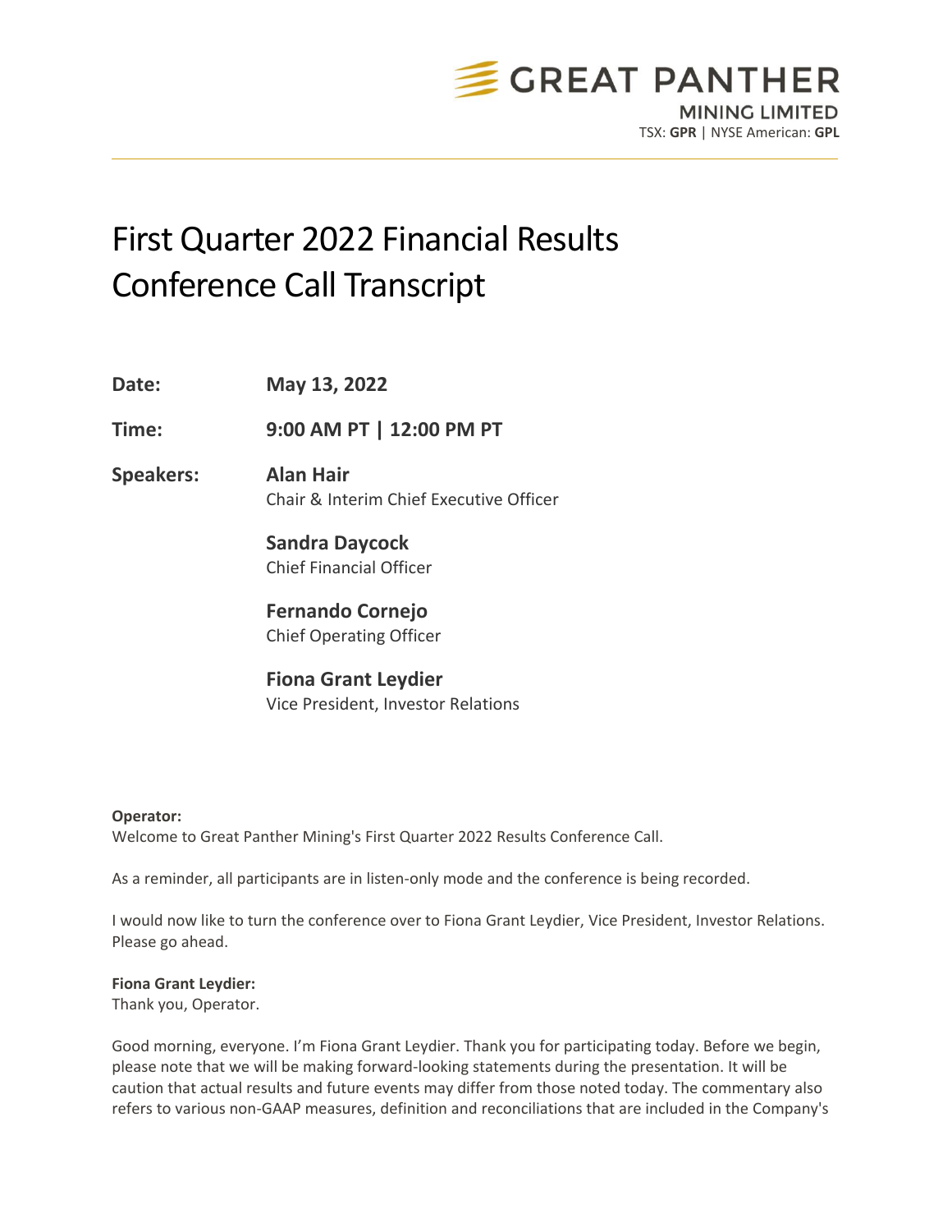GREAT PANTHER
MINING LIMITED
TSX: **GPR** | NYSE American: **GPL**

# First Quarter 2022 Financial Results Conference Call Transcript

**Date:** **May 13, 2022**

**Time:** **9:00 AM PT | 12:00 PM PT**

**Speakers:** **Alan Hair**
Chair & Interim Chief Executive Officer

**Sandra Daycock**
Chief Financial Officer

**Fernando Cornejo**
Chief Operating Officer

**Fiona Grant Leydier**
Vice President, Investor Relations

**Operator:**
Welcome to Great Panther Mining's First Quarter 2022 Results Conference Call.

As a reminder, all participants are in listen-only mode and the conference is being recorded.

I would now like to turn the conference over to Fiona Grant Leydier, Vice President, Investor Relations. Please go ahead.

**Fiona Grant Leydier:**
Thank you, Operator.

Good morning, everyone. I'm Fiona Grant Leydier. Thank you for participating today. Before we begin, please note that we will be making forward-looking statements during the presentation. It will be caution that actual results and future events may differ from those noted today. The commentary also refers to various non-GAAP measures, definition and reconciliations that are included in the Company's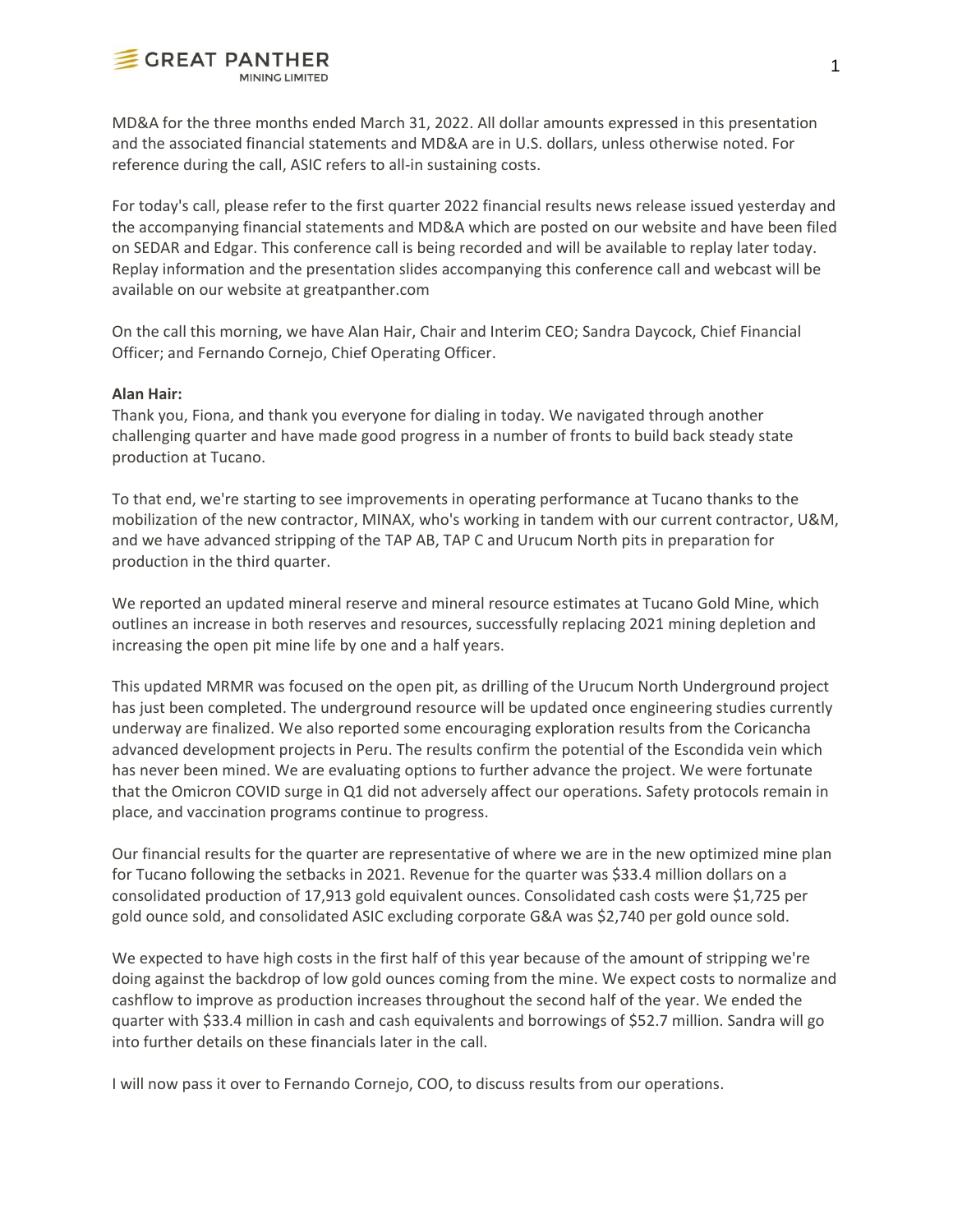MD&A for the three months ended March 31, 2022. All dollar amounts expressed in this presentation and the associated financial statements and MD&A are in U.S. dollars, unless otherwise noted. For reference during the call, ASIC refers to all-in sustaining costs.

For today's call, please refer to the first quarter 2022 financial results news release issued yesterday and the accompanying financial statements and MD&A which are posted on our website and have been filed on SEDAR and Edgar. This conference call is being recorded and will be available to replay later today. Replay information and the presentation slides accompanying this conference call and webcast will be available on our website at greatpanther.com

On the call this morning, we have Alan Hair, Chair and Interim CEO; Sandra Daycock, Chief Financial Officer; and Fernando Cornejo, Chief Operating Officer.

**Alan Hair:**
Thank you, Fiona, and thank you everyone for dialing in today. We navigated through another challenging quarter and have made good progress in a number of fronts to build back steady state production at Tucano.

To that end, we're starting to see improvements in operating performance at Tucano thanks to the mobilization of the new contractor, MINAX, who's working in tandem with our current contractor, U&M, and we have advanced stripping of the TAP AB, TAP C and Urucum North pits in preparation for production in the third quarter.

We reported an updated mineral reserve and mineral resource estimates at Tucano Gold Mine, which outlines an increase in both reserves and resources, successfully replacing 2021 mining depletion and increasing the open pit mine life by one and a half years.

This updated MRMR was focused on the open pit, as drilling of the Urucum North Underground project has just been completed. The underground resource will be updated once engineering studies currently underway are finalized. We also reported some encouraging exploration results from the Coricancha advanced development projects in Peru. The results confirm the potential of the Escondida vein which has never been mined. We are evaluating options to further advance the project. We were fortunate that the Omicron COVID surge in Q1 did not adversely affect our operations. Safety protocols remain in place, and vaccination programs continue to progress.

Our financial results for the quarter are representative of where we are in the new optimized mine plan for Tucano following the setbacks in 2021. Revenue for the quarter was $33.4 million dollars on a consolidated production of 17,913 gold equivalent ounces. Consolidated cash costs were $1,725 per gold ounce sold, and consolidated ASIC excluding corporate G&A was $2,740 per gold ounce sold.

We expected to have high costs in the first half of this year because of the amount of stripping we're doing against the backdrop of low gold ounces coming from the mine. We expect costs to normalize and cashflow to improve as production increases throughout the second half of the year. We ended the quarter with $33.4 million in cash and cash equivalents and borrowings of $52.7 million. Sandra will go into further details on these financials later in the call.

I will now pass it over to Fernando Cornejo, COO, to discuss results from our operations.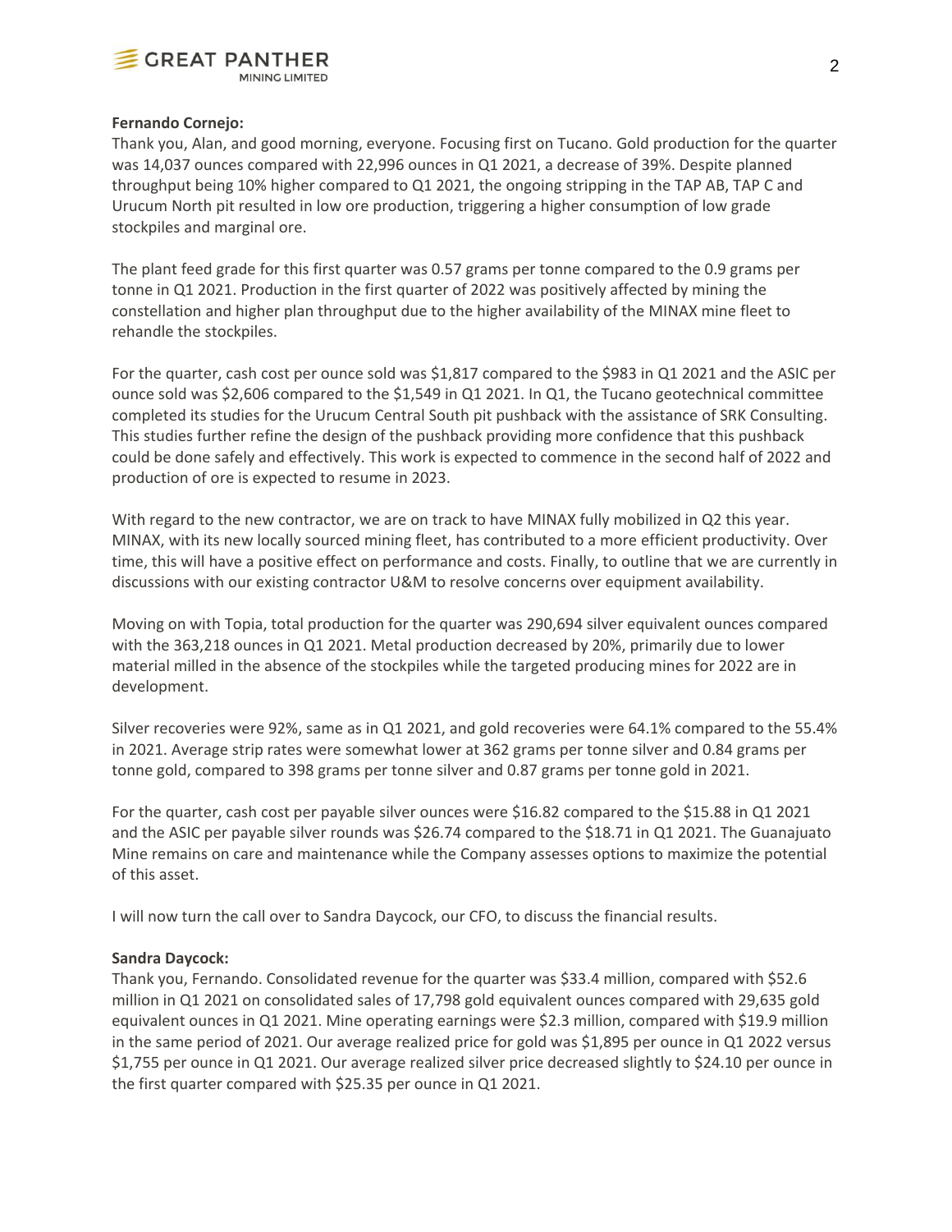**Fernando Cornejo:**

Thank you, Alan, and good morning, everyone. Focusing first on Tucano. Gold production for the quarter was 14,037 ounces compared with 22,996 ounces in Q1 2021, a decrease of 39%. Despite planned throughput being 10% higher compared to Q1 2021, the ongoing stripping in the TAP AB, TAP C and Urucum North pit resulted in low ore production, triggering a higher consumption of low grade stockpiles and marginal ore.

The plant feed grade for this first quarter was 0.57 grams per tonne compared to the 0.9 grams per tonne in Q1 2021. Production in the first quarter of 2022 was positively affected by mining the constellation and higher plan throughput due to the higher availability of the MINAX mine fleet to rehandle the stockpiles.

For the quarter, cash cost per ounce sold was $1,817 compared to the $983 in Q1 2021 and the ASIC per ounce sold was $2,606 compared to the $1,549 in Q1 2021. In Q1, the Tucano geotechnical committee completed its studies for the Urucum Central South pit pushback with the assistance of SRK Consulting. This studies further refine the design of the pushback providing more confidence that this pushback could be done safely and effectively. This work is expected to commence in the second half of 2022 and production of ore is expected to resume in 2023.

With regard to the new contractor, we are on track to have MINAX fully mobilized in Q2 this year. MINAX, with its new locally sourced mining fleet, has contributed to a more efficient productivity. Over time, this will have a positive effect on performance and costs. Finally, to outline that we are currently in discussions with our existing contractor U&M to resolve concerns over equipment availability.

Moving on with Topia, total production for the quarter was 290,694 silver equivalent ounces compared with the 363,218 ounces in Q1 2021. Metal production decreased by 20%, primarily due to lower material milled in the absence of the stockpiles while the targeted producing mines for 2022 are in development.

Silver recoveries were 92%, same as in Q1 2021, and gold recoveries were 64.1% compared to the 55.4% in 2021. Average strip rates were somewhat lower at 362 grams per tonne silver and 0.84 grams per tonne gold, compared to 398 grams per tonne silver and 0.87 grams per tonne gold in 2021.

For the quarter, cash cost per payable silver ounces were $16.82 compared to the $15.88 in Q1 2021 and the ASIC per payable silver rounds was $26.74 compared to the $18.71 in Q1 2021. The Guanajuato Mine remains on care and maintenance while the Company assesses options to maximize the potential of this asset.

I will now turn the call over to Sandra Daycock, our CFO, to discuss the financial results.

**Sandra Daycock:**

Thank you, Fernando. Consolidated revenue for the quarter was $33.4 million, compared with $52.6 million in Q1 2021 on consolidated sales of 17,798 gold equivalent ounces compared with 29,635 gold equivalent ounces in Q1 2021. Mine operating earnings were $2.3 million, compared with $19.9 million in the same period of 2021. Our average realized price for gold was $1,895 per ounce in Q1 2022 versus $1,755 per ounce in Q1 2021. Our average realized silver price decreased slightly to $24.10 per ounce in the first quarter compared with $25.35 per ounce in Q1 2021.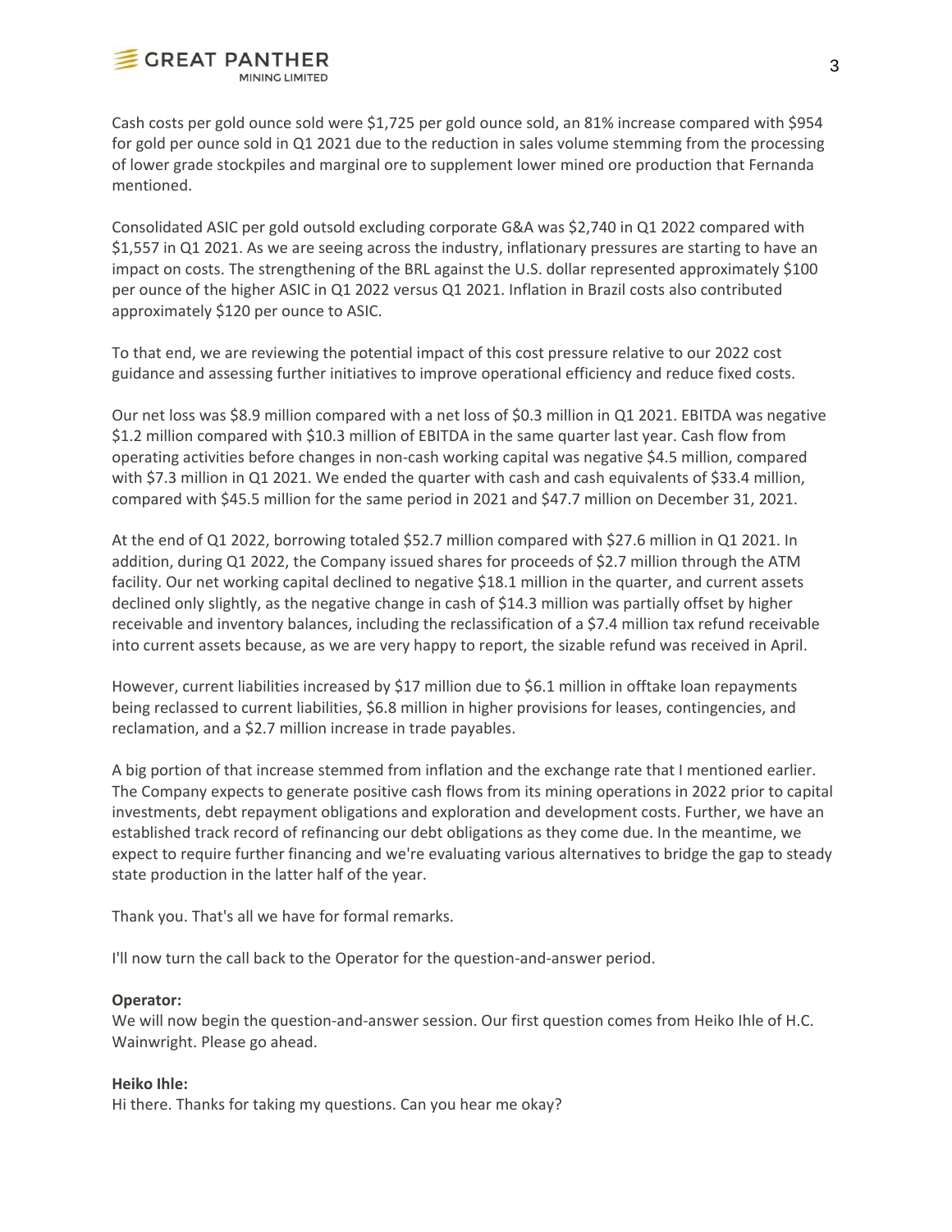Cash costs per gold ounce sold were $1,725 per gold ounce sold, an 81% increase compared with $954 for gold per ounce sold in Q1 2021 due to the reduction in sales volume stemming from the processing of lower grade stockpiles and marginal ore to supplement lower mined ore production that Fernanda mentioned.

Consolidated ASIC per gold outsold excluding corporate G&A was $2,740 in Q1 2022 compared with $1,557 in Q1 2021. As we are seeing across the industry, inflationary pressures are starting to have an impact on costs. The strengthening of the BRL against the U.S. dollar represented approximately $100 per ounce of the higher ASIC in Q1 2022 versus Q1 2021. Inflation in Brazil costs also contributed approximately $120 per ounce to ASIC.

To that end, we are reviewing the potential impact of this cost pressure relative to our 2022 cost guidance and assessing further initiatives to improve operational efficiency and reduce fixed costs.

Our net loss was $8.9 million compared with a net loss of $0.3 million in Q1 2021. EBITDA was negative $1.2 million compared with $10.3 million of EBITDA in the same quarter last year. Cash flow from operating activities before changes in non-cash working capital was negative $4.5 million, compared with $7.3 million in Q1 2021. We ended the quarter with cash and cash equivalents of $33.4 million, compared with $45.5 million for the same period in 2021 and $47.7 million on December 31, 2021.

At the end of Q1 2022, borrowing totaled $52.7 million compared with $27.6 million in Q1 2021. In addition, during Q1 2022, the Company issued shares for proceeds of $2.7 million through the ATM facility. Our net working capital declined to negative $18.1 million in the quarter, and current assets declined only slightly, as the negative change in cash of $14.3 million was partially offset by higher receivable and inventory balances, including the reclassification of a $7.4 million tax refund receivable into current assets because, as we are very happy to report, the sizable refund was received in April.

However, current liabilities increased by $17 million due to $6.1 million in offtake loan repayments being reclassed to current liabilities, $6.8 million in higher provisions for leases, contingencies, and reclamation, and a $2.7 million increase in trade payables.

A big portion of that increase stemmed from inflation and the exchange rate that I mentioned earlier. The Company expects to generate positive cash flows from its mining operations in 2022 prior to capital investments, debt repayment obligations and exploration and development costs. Further, we have an established track record of refinancing our debt obligations as they come due. In the meantime, we expect to require further financing and we're evaluating various alternatives to bridge the gap to steady state production in the latter half of the year.

Thank you. That's all we have for formal remarks.

I'll now turn the call back to the Operator for the question-and-answer period.

**Operator:**
We will now begin the question-and-answer session. Our first question comes from Heiko Ihle of H.C. Wainwright. Please go ahead.

**Heiko Ihle:**
Hi there. Thanks for taking my questions. Can you hear me okay?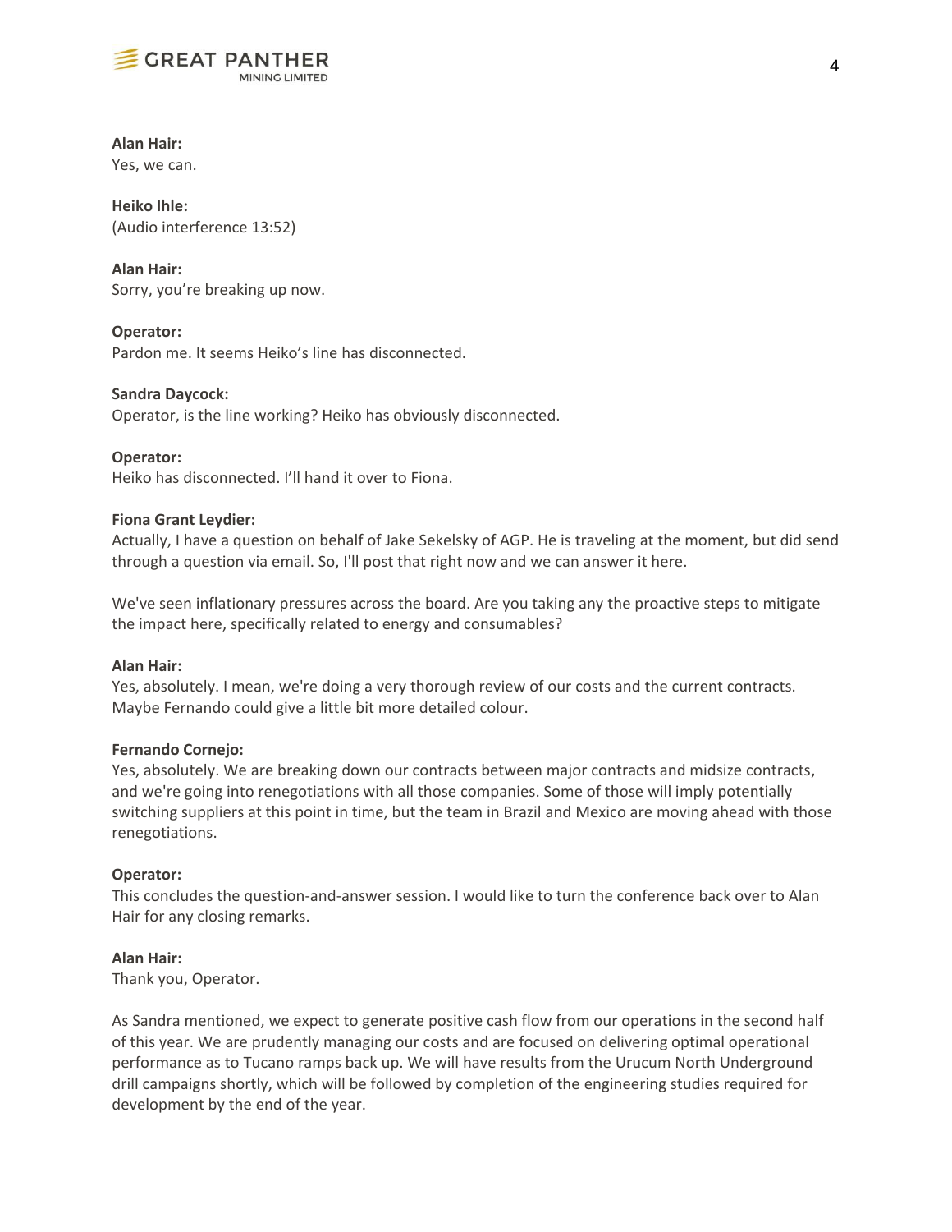**Alan Hair:**
Yes, we can.

**Heiko Ihle:**
(Audio interference 13:52)

**Alan Hair:**
Sorry, you're breaking up now.

**Operator:**
Pardon me. It seems Heiko's line has disconnected.

**Sandra Daycock:**
Operator, is the line working? Heiko has obviously disconnected.

**Operator:**
Heiko has disconnected. I'll hand it over to Fiona.

**Fiona Grant Leydier:**
Actually, I have a question on behalf of Jake Sekelsky of AGP. He is traveling at the moment, but did send through a question via email. So, I'll post that right now and we can answer it here.

We've seen inflationary pressures across the board. Are you taking any the proactive steps to mitigate the impact here, specifically related to energy and consumables?

**Alan Hair:**
Yes, absolutely. I mean, we're doing a very thorough review of our costs and the current contracts. Maybe Fernando could give a little bit more detailed colour.

**Fernando Cornejo:**
Yes, absolutely. We are breaking down our contracts between major contracts and midsize contracts, and we're going into renegotiations with all those companies. Some of those will imply potentially switching suppliers at this point in time, but the team in Brazil and Mexico are moving ahead with those renegotiations.

**Operator:**
This concludes the question-and-answer session. I would like to turn the conference back over to Alan Hair for any closing remarks.

**Alan Hair:**
Thank you, Operator.

As Sandra mentioned, we expect to generate positive cash flow from our operations in the second half of this year. We are prudently managing our costs and are focused on delivering optimal operational performance as to Tucano ramps back up. We will have results from the Urucum North Underground drill campaigns shortly, which will be followed by completion of the engineering studies required for development by the end of the year.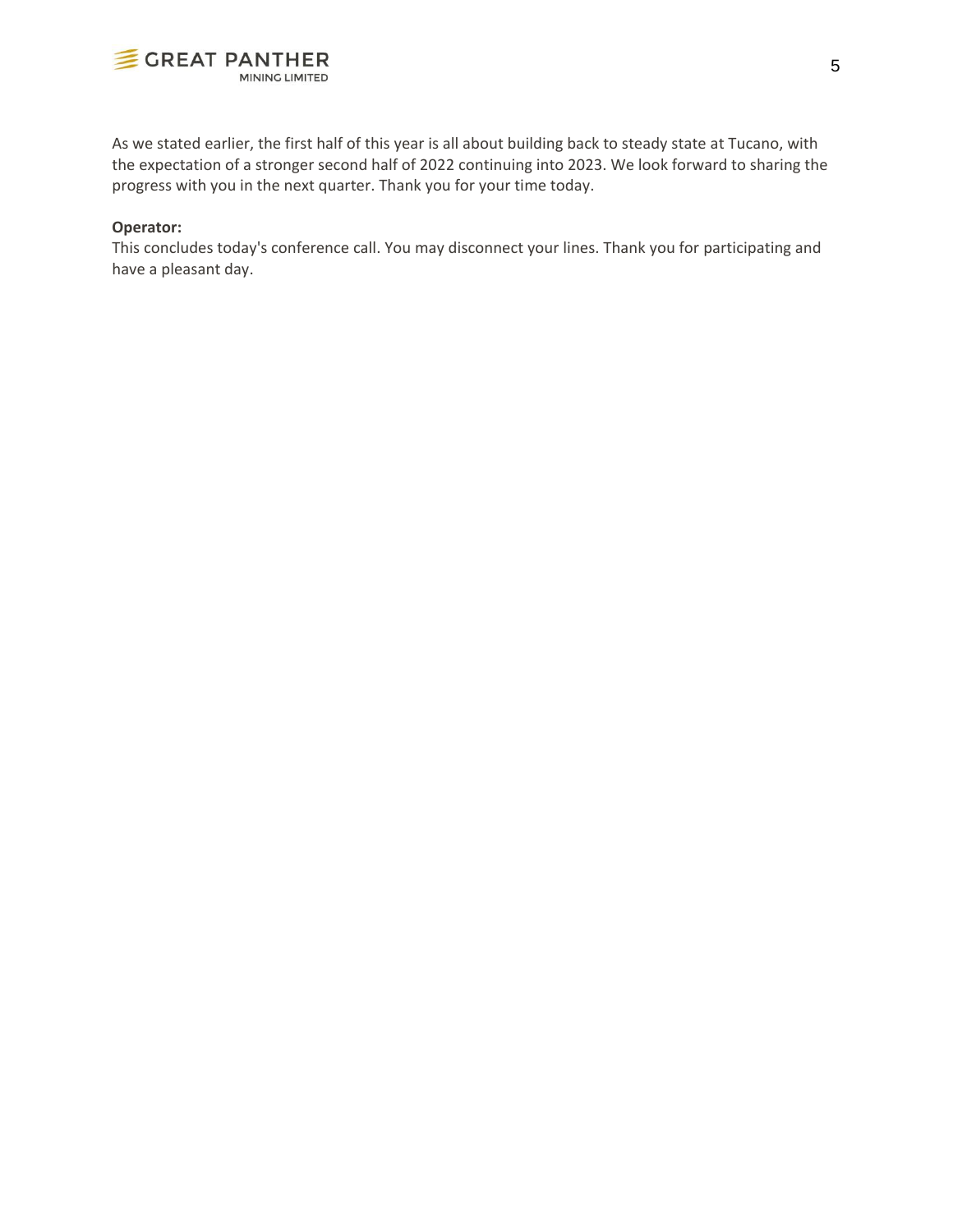As we stated earlier, the first half of this year is all about building back to steady state at Tucano, with the expectation of a stronger second half of 2022 continuing into 2023. We look forward to sharing the progress with you in the next quarter. Thank you for your time today.

**Operator:**
This concludes today's conference call. You may disconnect your lines. Thank you for participating and have a pleasant day.